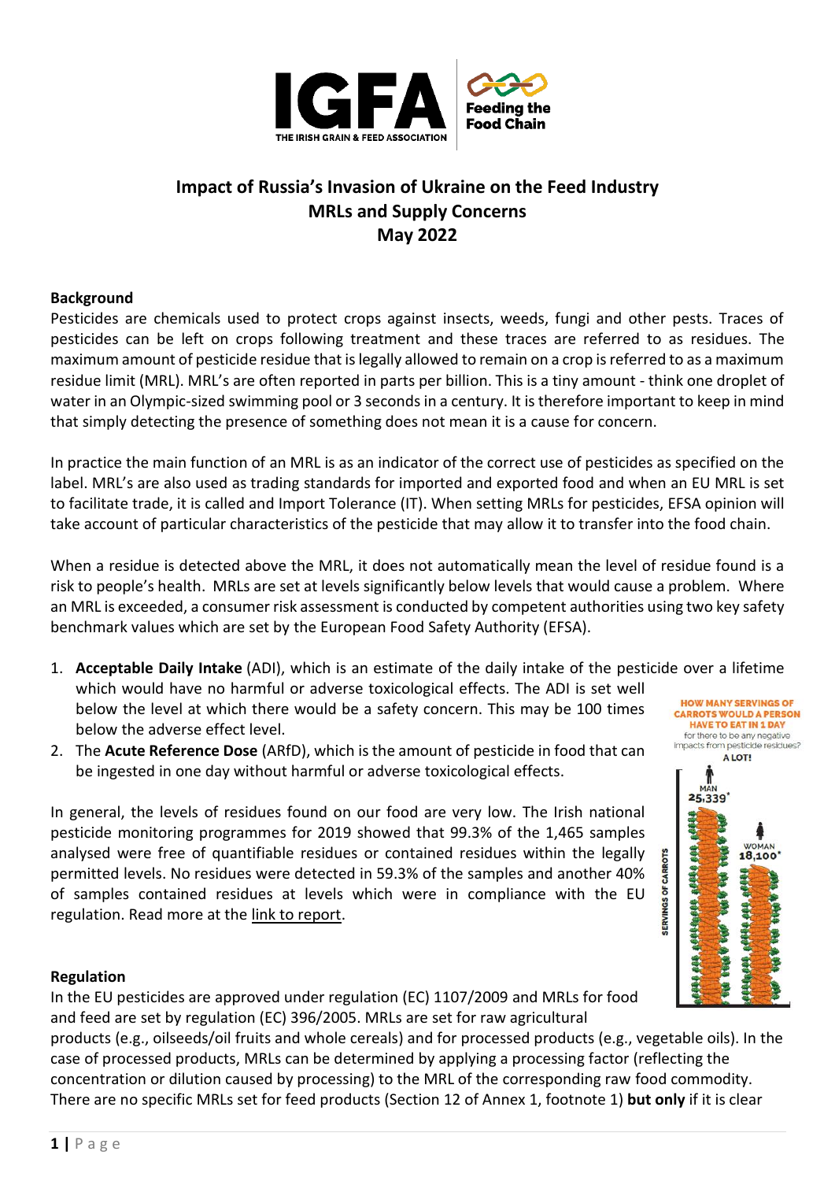# Impact of Russia's Invasion of Ukraine on the Feed Industry
## MRLs and Supply Concerns
## May 2022

### Background

Pesticides are chemicals used to protect crops against insects, weeds, fungi and other pests. Traces of pesticides can be left on crops following treatment and these traces are referred to as residues. The maximum amount of pesticide residue that is legally allowed to remain on a crop is referred to as a maximum residue limit (MRL). MRL's are often reported in parts per billion. This is a tiny amount - think one droplet of water in an Olympic-sized swimming pool or 3 seconds in a century. It is therefore important to keep in mind that simply detecting the presence of something does not mean it is a cause for concern.

In practice the main function of an MRL is as an indicator of the correct use of pesticides as specified on the label. MRL's are also used as trading standards for imported and exported food and when an EU MRL is set to facilitate trade, it is called and Import Tolerance (IT). When setting MRLs for pesticides, EFSA opinion will take account of particular characteristics of the pesticide that may allow it to transfer into the food chain.

When a residue is detected above the MRL, it does not automatically mean the level of residue found is a risk to people's health. MRLs are set at levels significantly below levels that would cause a problem. Where an MRL is exceeded, a consumer risk assessment is conducted by competent authorities using two key safety benchmark values which are set by the European Food Safety Authority (EFSA).

1. **Acceptable Daily Intake** (ADI), which is an estimate of the daily intake of the pesticide over a lifetime which would have no harmful or adverse toxicological effects. The ADI is set well below the level at which there would be a safety concern. This may be 100 times below the adverse effect level.
2. The **Acute Reference Dose** (ARfD), which is the amount of pesticide in food that can be ingested in one day without harmful or adverse toxicological effects.

HOW MANY SERVINGS OF CARROTS WOULD A PERSON HAVE TO EAT IN 1 DAY for there to be any negative impacts from pesticide residues? A LOT! MAN 25,339* WOMAN 18,100* SERVINGS OF CARROTS

In general, the levels of residues found on our food are very low. The Irish national pesticide monitoring programmes for 2019 showed that 99.3% of the 1,465 samples analysed were free of quantifiable residues or contained residues within the legally permitted levels. No residues were detected in 59.3% of the samples and another 40% of samples contained residues at levels which were in compliance with the EU regulation. Read more at the link to report.

### Regulation

In the EU pesticides are approved under regulation (EC) 1107/2009 and MRLs for food and feed are set by regulation (EC) 396/2005. MRLs are set for raw agricultural products (e.g., oilseeds/oil fruits and whole cereals) and for processed products (e.g., vegetable oils). In the case of processed products, MRLs can be determined by applying a processing factor (reflecting the concentration or dilution caused by processing) to the MRL of the corresponding raw food commodity. There are no specific MRLs set for feed products (Section 12 of Annex 1, footnote 1) **but only** if it is clear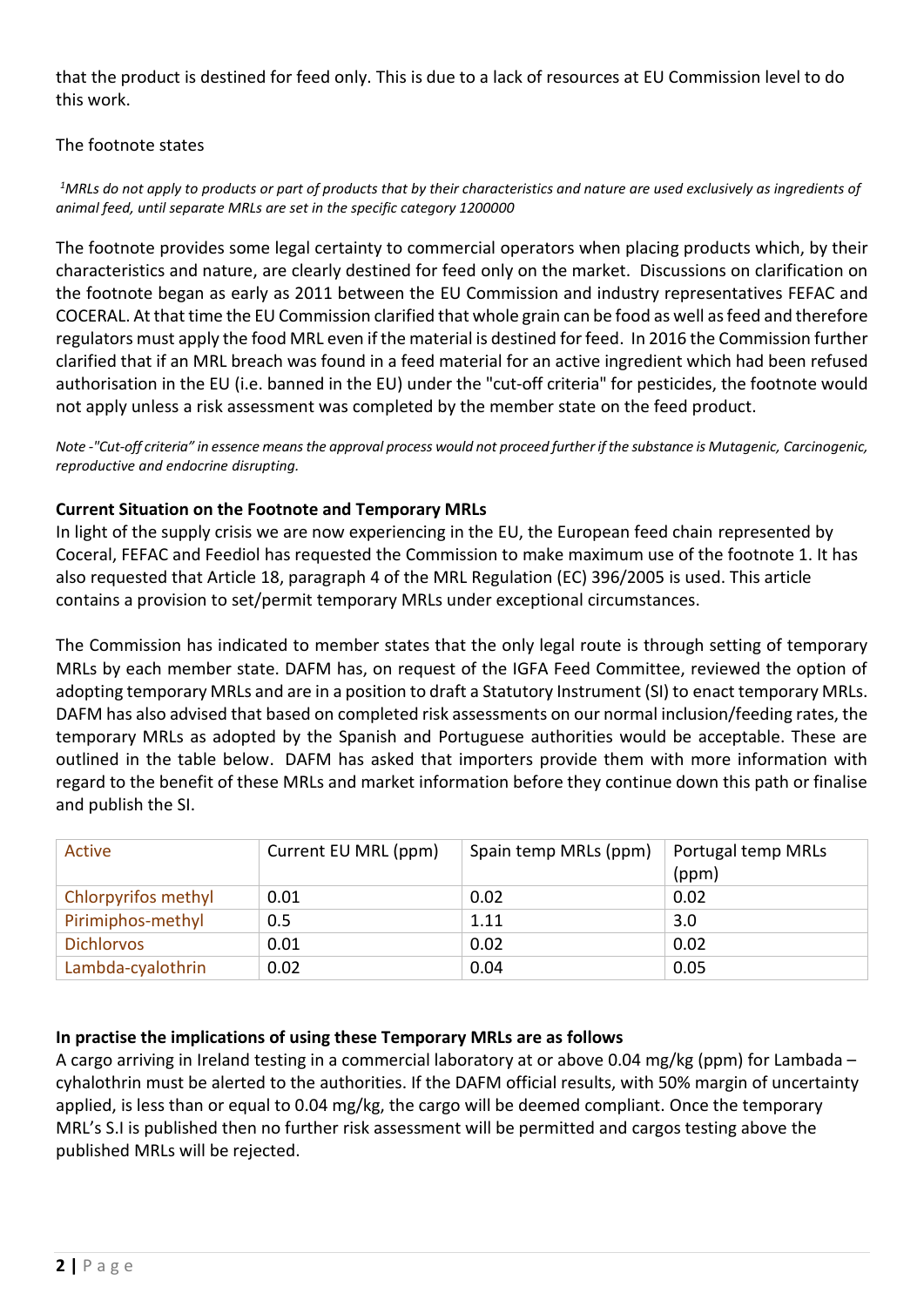that the product is destined for feed only. This is due to a lack of resources at EU Commission level to do this work.

The footnote states

*[1]MRLs do not apply to products or part of products that by their characteristics and nature are used exclusively as ingredients of animal feed, until separate MRLs are set in the specific category 1200000*

The footnote provides some legal certainty to commercial operators when placing products which, by their characteristics and nature, are clearly destined for feed only on the market. Discussions on clarification on the footnote began as early as 2011 between the EU Commission and industry representatives FEFAC and COCERAL. At that time the EU Commission clarified that whole grain can be food as well as feed and therefore regulators must apply the food MRL even if the material is destined for feed. In 2016 the Commission further clarified that if an MRL breach was found in a feed material for an active ingredient which had been refused authorisation in the EU (i.e. banned in the EU) under the "cut-off criteria" for pesticides, the footnote would not apply unless a risk assessment was completed by the member state on the feed product.

*Note -"Cut-off criteria" in essence means the approval process would not proceed further if the substance is Mutagenic, Carcinogenic, reproductive and endocrine disrupting.*

**Current Situation on the Footnote and Temporary MRLs**

In light of the supply crisis we are now experiencing in the EU, the European feed chain represented by Coceral, FEFAC and Feediol has requested the Commission to make maximum use of the footnote 1. It has also requested that Article 18, paragraph 4 of the MRL Regulation (EC) 396/2005 is used. This article contains a provision to set/permit temporary MRLs under exceptional circumstances.

The Commission has indicated to member states that the only legal route is through setting of temporary MRLs by each member state. DAFM has, on request of the IGFA Feed Committee, reviewed the option of adopting temporary MRLs and are in a position to draft a Statutory Instrument (SI) to enact temporary MRLs. DAFM has also advised that based on completed risk assessments on our normal inclusion/feeding rates, the temporary MRLs as adopted by the Spanish and Portuguese authorities would be acceptable. These are outlined in the table below. DAFM has asked that importers provide them with more information with regard to the benefit of these MRLs and market information before they continue down this path or finalise and publish the SI.

| Active | Current EU MRL (ppm) | Spain temp MRLs (ppm) | Portugal temp MRLs (ppm) |
|---|---|---|---|
| Chlorpyrifos methyl | 0.01 | 0.02 | 0.02 |
| Pirimiphos-methyl | 0.5 | 1.11 | 3.0 |
| Dichlorvos | 0.01 | 0.02 | 0.02 |
| Lambda-cyalothrin | 0.02 | 0.04 | 0.05 |

**In practise the implications of using these Temporary MRLs are as follows**

A cargo arriving in Ireland testing in a commercial laboratory at or above 0.04 mg/kg (ppm) for Lambada – cyhalothrin must be alerted to the authorities. If the DAFM official results, with 50% margin of uncertainty applied, is less than or equal to 0.04 mg/kg, the cargo will be deemed compliant. Once the temporary MRL's S.I is published then no further risk assessment will be permitted and cargos testing above the published MRLs will be rejected.